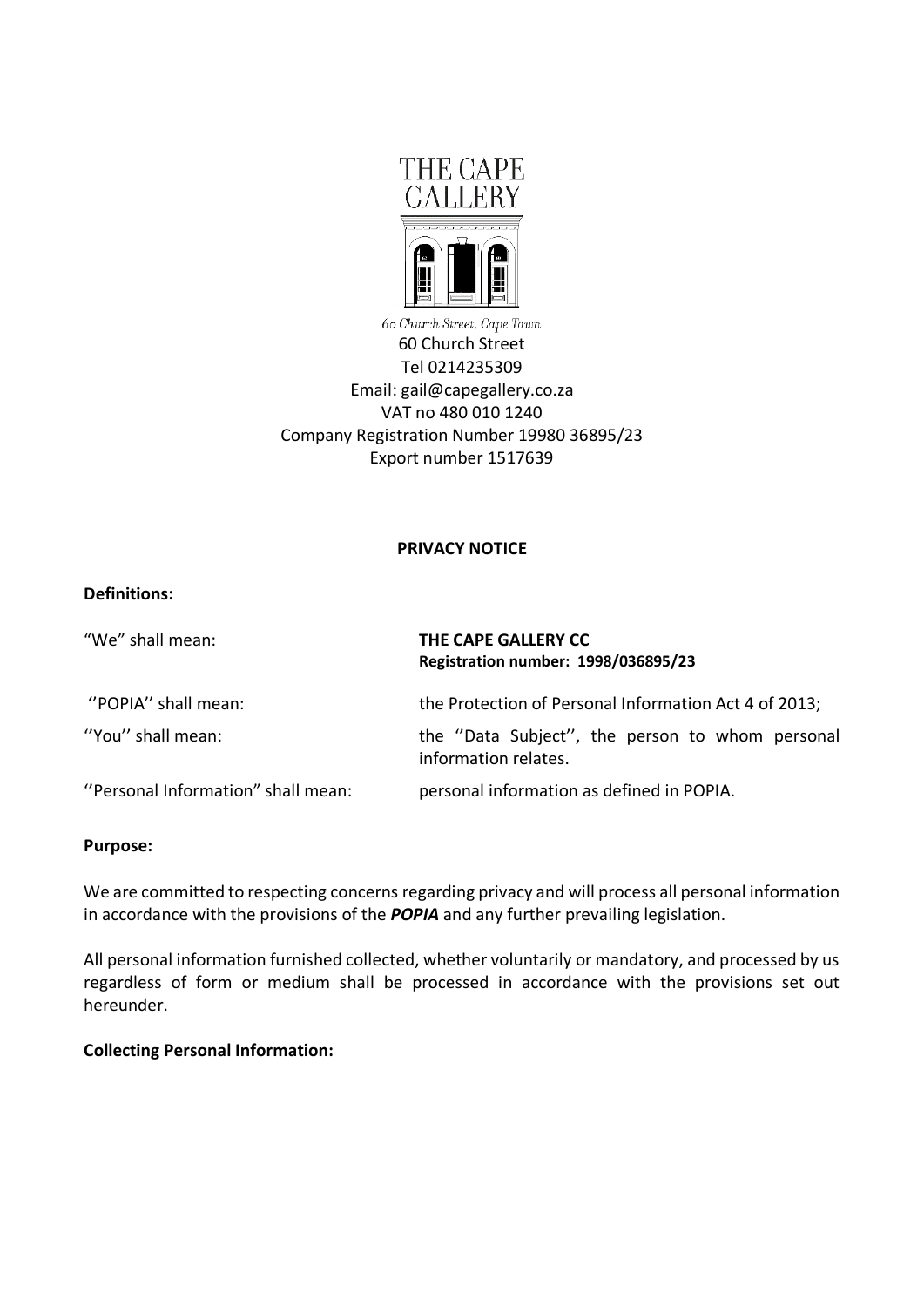THE CAPE GALLERY

60 Church Street, Cape Town

60 Church Street
Tel 0214235309
Email: gail@capegallery.co.za
VAT no 480 010 1240
Company Registration Number 19980 36895/23
Export number 1517639

**PRIVACY NOTICE**

**Definitions:**

| | |
|---|---|
| "We" shall mean: | **THE CAPE GALLERY CC**<br>**Registration number: 1998/036895/23** |
| ''POPIA'' shall mean: | the Protection of Personal Information Act 4 of 2013; |
| ''You'' shall mean: | the ''Data Subject'', the person to whom personal information relates. |
| ''Personal Information" shall mean: | personal information as defined in POPIA. |

**Purpose:**

We are committed to respecting concerns regarding privacy and will process all personal information in accordance with the provisions of the ***POPIA*** and any further prevailing legislation.

All personal information furnished collected, whether voluntarily or mandatory, and processed by us regardless of form or medium shall be processed in accordance with the provisions set out hereunder.

**Collecting Personal Information:**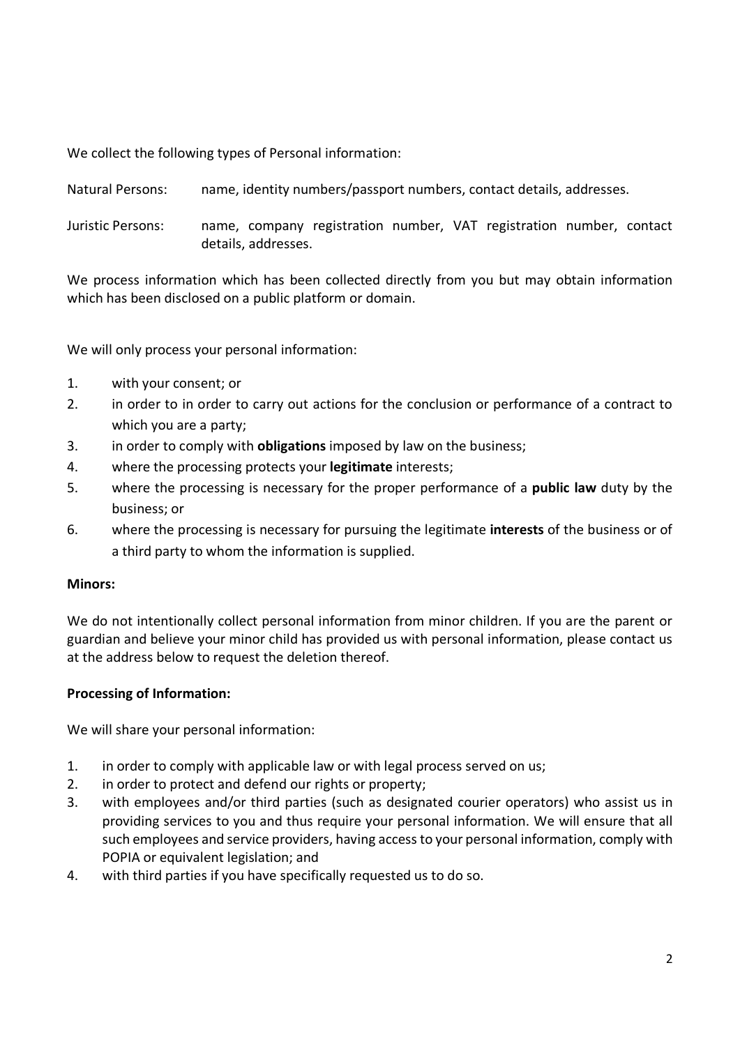We collect the following types of Personal information:

Natural Persons: name, identity numbers/passport numbers, contact details, addresses.

Juristic Persons: name, company registration number, VAT registration number, contact details, addresses.

We process information which has been collected directly from you but may obtain information which has been disclosed on a public platform or domain.

We will only process your personal information:

1. with your consent; or
2. in order to in order to carry out actions for the conclusion or performance of a contract to which you are a party;
3. in order to comply with **obligations** imposed by law on the business;
4. where the processing protects your **legitimate** interests;
5. where the processing is necessary for the proper performance of a **public law** duty by the business; or
6. where the processing is necessary for pursuing the legitimate **interests** of the business or of a third party to whom the information is supplied.

**Minors:**

We do not intentionally collect personal information from minor children. If you are the parent or guardian and believe your minor child has provided us with personal information, please contact us at the address below to request the deletion thereof.

**Processing of Information:**

We will share your personal information:

1. in order to comply with applicable law or with legal process served on us;
2. in order to protect and defend our rights or property;
3. with employees and/or third parties (such as designated courier operators) who assist us in providing services to you and thus require your personal information. We will ensure that all such employees and service providers, having access to your personal information, comply with POPIA or equivalent legislation; and
4. with third parties if you have specifically requested us to do so.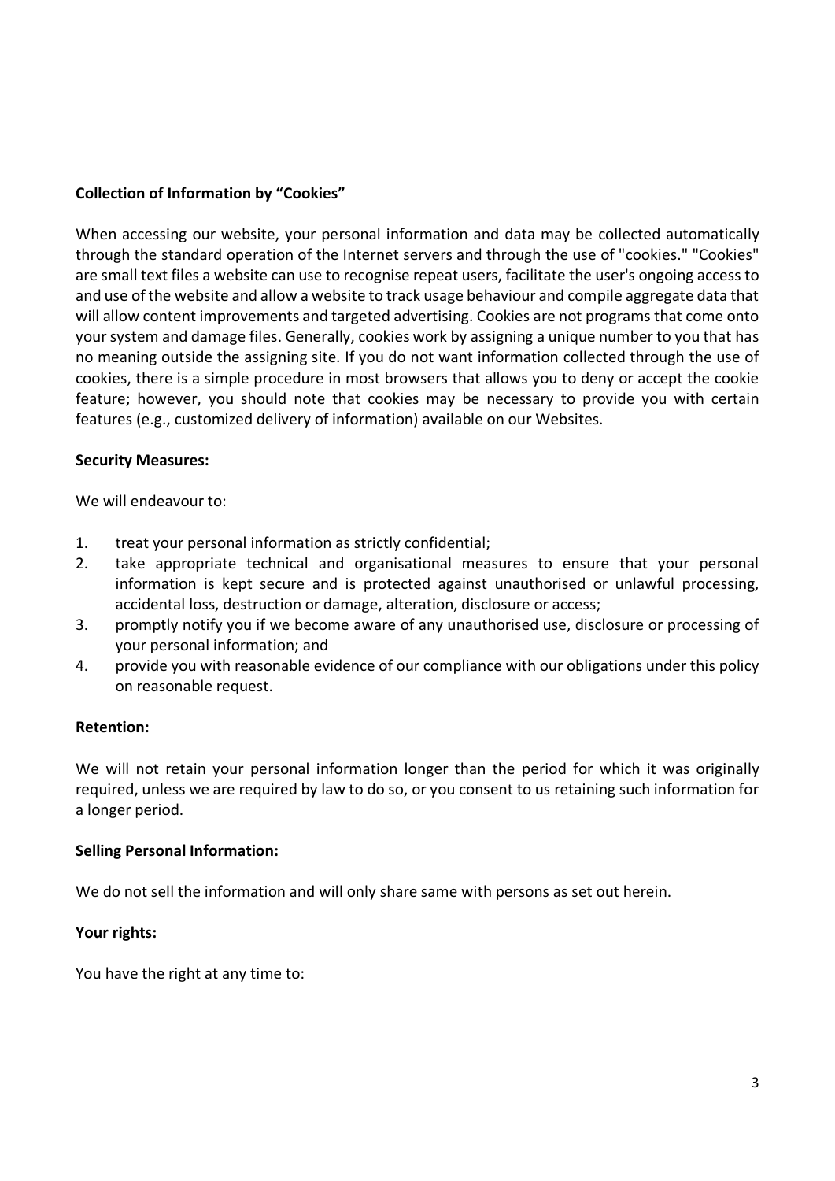**Collection of Information by "Cookies"**

When accessing our website, your personal information and data may be collected automatically through the standard operation of the Internet servers and through the use of "cookies." "Cookies" are small text files a website can use to recognise repeat users, facilitate the user's ongoing access to and use of the website and allow a website to track usage behaviour and compile aggregate data that will allow content improvements and targeted advertising. Cookies are not programs that come onto your system and damage files. Generally, cookies work by assigning a unique number to you that has no meaning outside the assigning site. If you do not want information collected through the use of cookies, there is a simple procedure in most browsers that allows you to deny or accept the cookie feature; however, you should note that cookies may be necessary to provide you with certain features (e.g., customized delivery of information) available on our Websites.

**Security Measures:**

We will endeavour to:

1. treat your personal information as strictly confidential;
2. take appropriate technical and organisational measures to ensure that your personal information is kept secure and is protected against unauthorised or unlawful processing, accidental loss, destruction or damage, alteration, disclosure or access;
3. promptly notify you if we become aware of any unauthorised use, disclosure or processing of your personal information; and
4. provide you with reasonable evidence of our compliance with our obligations under this policy on reasonable request.

**Retention:**

We will not retain your personal information longer than the period for which it was originally required, unless we are required by law to do so, or you consent to us retaining such information for a longer period.

**Selling Personal Information:**

We do not sell the information and will only share same with persons as set out herein.

**Your rights:**

You have the right at any time to: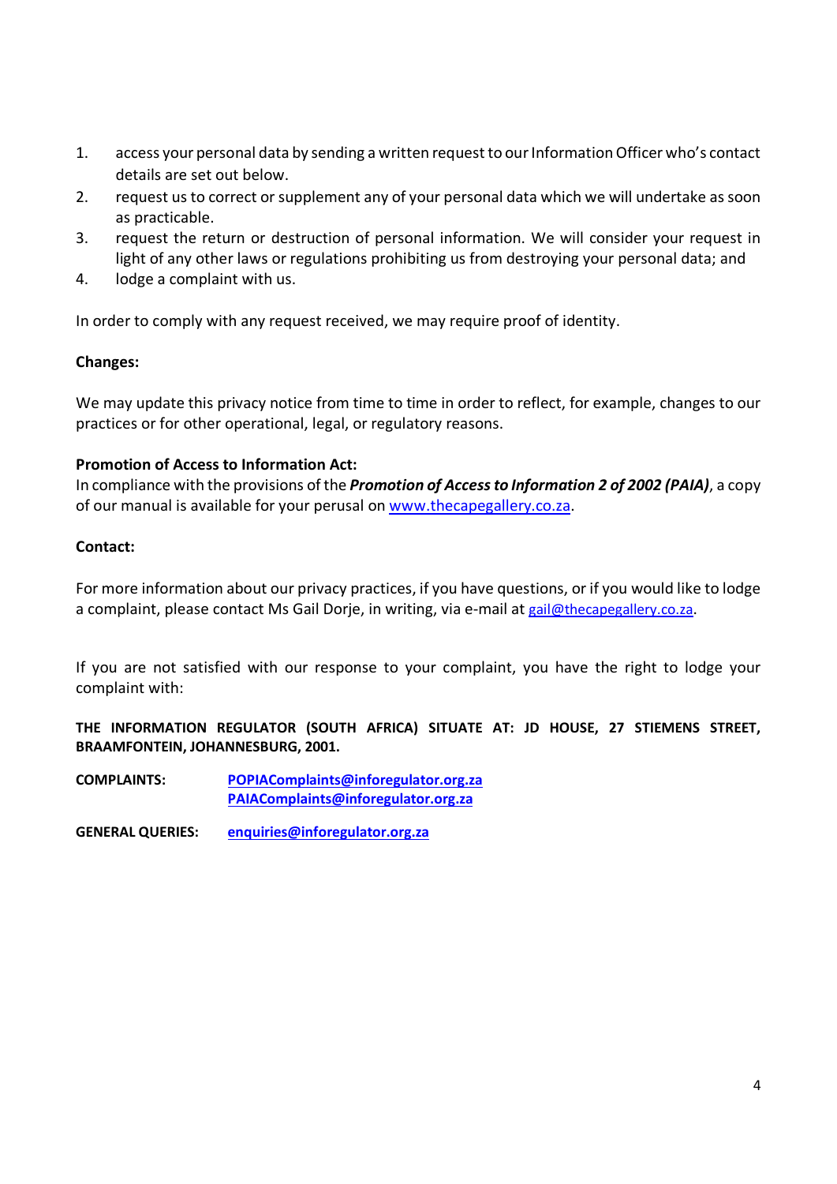1. access your personal data by sending a written request to our Information Officer who's contact details are set out below.
2. request us to correct or supplement any of your personal data which we will undertake as soon as practicable.
3. request the return or destruction of personal information. We will consider your request in light of any other laws or regulations prohibiting us from destroying your personal data; and
4. lodge a complaint with us.

In order to comply with any request received, we may require proof of identity.

**Changes:**

We may update this privacy notice from time to time in order to reflect, for example, changes to our practices or for other operational, legal, or regulatory reasons.

**Promotion of Access to Information Act:**
In compliance with the provisions of the ***Promotion of Access to Information 2 of 2002 (PAIA)***, a copy of our manual is available for your perusal on [www.thecapegallery.co.za](www.thecapegallery.co.za).

**Contact:**

For more information about our privacy practices, if you have questions, or if you would like to lodge a complaint, please contact Ms Gail Dorje, in writing, via e-mail at gail@thecapegallery.co.za.

If you are not satisfied with our response to your complaint, you have the right to lodge your complaint with:

**THE INFORMATION REGULATOR (SOUTH AFRICA) SITUATE AT: JD HOUSE, 27 STIEMENS STREET, BRAAMFONTEIN, JOHANNESBURG, 2001.**

**COMPLAINTS:** **POPIAComplaints@inforegulator.org.za**
**PAIAComplaints@inforegulator.org.za**

**GENERAL QUERIES:** **enquiries@inforegulator.org.za**